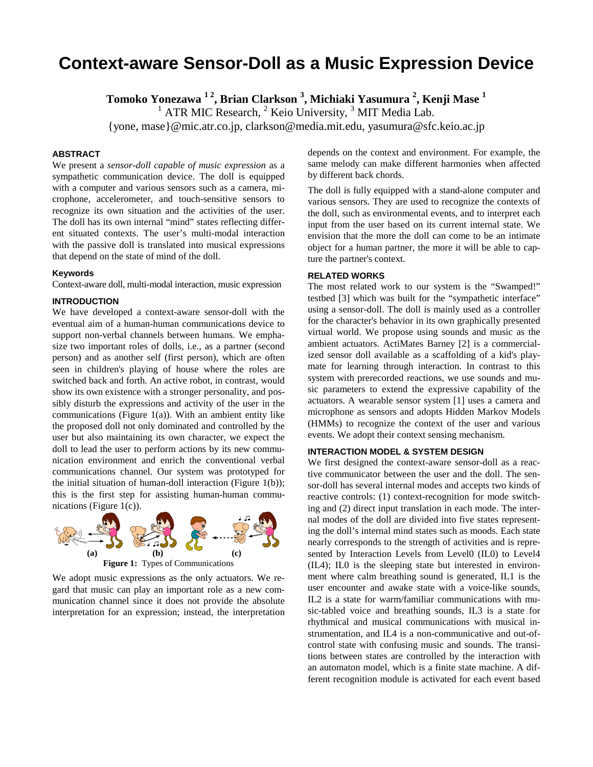# Context-aware Sensor-Doll as a Music Expression Device

**Tomoko Yonezawa [1 2], Brian Clarkson [3], Michiaki Yasumura [2], Kenji Mase [1]**

[1] ATR MIC Research, [2] Keio University, [3] MIT Media Lab.

{yone, mase}@mic.atr.co.jp, clarkson@media.mit.edu, yasumura@sfc.keio.ac.jp

## ABSTRACT

We present a *sensor-doll capable of music expression* as a sympathetic communication device. The doll is equipped with a computer and various sensors such as a camera, microphone, accelerometer, and touch-sensitive sensors to recognize its own situation and the activities of the user. The doll has its own internal "mind" states reflecting different situated contexts. The user's multi-modal interaction with the passive doll is translated into musical expressions that depend on the state of mind of the doll.

### Keywords

Context-aware doll, multi-modal interaction, music expression

## INTRODUCTION

We have developed a context-aware sensor-doll with the eventual aim of a human-human communications device to support non-verbal channels between humans. We emphasize two important roles of dolls, i.e., as a partner (second person) and as another self (first person), which are often seen in children's playing of house where the roles are switched back and forth. An active robot, in contrast, would show its own existence with a stronger personality, and possibly disturb the expressions and activity of the user in the communications (Figure 1(a)). With an ambient entity like the proposed doll not only dominated and controlled by the user but also maintaining its own character, we expect the doll to lead the user to perform actions by its new communication environment and enrich the conventional verbal communications channel. Our system was prototyped for the initial situation of human-doll interaction (Figure 1(b)); this is the first step for assisting human-human communications (Figure 1(c)).

(a) (b) (c)

**Figure 1:** Types of Communications

We adopt music expressions as the only actuators. We regard that music can play an important role as a new communication channel since it does not provide the absolute interpretation for an expression; instead, the interpretation depends on the context and environment. For example, the same melody can make different harmonies when affected by different back chords.

The doll is fully equipped with a stand-alone computer and various sensors. They are used to recognize the contexts of the doll, such as environmental events, and to interpret each input from the user based on its current internal state. We envision that the more the doll can come to be an intimate object for a human partner, the more it will be able to capture the partner's context.

## RELATED WORKS

The most related work to our system is the "Swamped!" testbed [3] which was built for the "sympathetic interface" using a sensor-doll. The doll is mainly used as a controller for the character's behavior in its own graphically presented virtual world. We propose using sounds and music as the ambient actuators. ActiMates Barney [2] is a commercialized sensor doll available as a scaffolding of a kid's playmate for learning through interaction. In contrast to this system with prerecorded reactions, we use sounds and music parameters to extend the expressive capability of the actuators. A wearable sensor system [1] uses a camera and microphone as sensors and adopts Hidden Markov Models (HMMs) to recognize the context of the user and various events. We adopt their context sensing mechanism.

## INTERACTION MODEL & SYSTEM DESIGN

We first designed the context-aware sensor-doll as a reactive communicator between the user and the doll. The sensor-doll has several internal modes and accepts two kinds of reactive controls: (1) context-recognition for mode switching and (2) direct input translation in each mode. The internal modes of the doll are divided into five states representing the doll's internal mind states such as moods. Each state nearly corresponds to the strength of activities and is represented by Interaction Levels from Level0 (IL0) to Level4 (IL4); IL0 is the sleeping state but interested in environment where calm breathing sound is generated, IL1 is the user encounter and awake state with a voice-like sounds, IL2 is a state for warm/familiar communications with music-tabled voice and breathing sounds, IL3 is a state for rhythmical and musical communications with musical instrumentation, and IL4 is a non-communicative and out-of-control state with confusing music and sounds. The transitions between states are controlled by the interaction with an automaton model, which is a finite state machine. A different recognition module is activated for each event based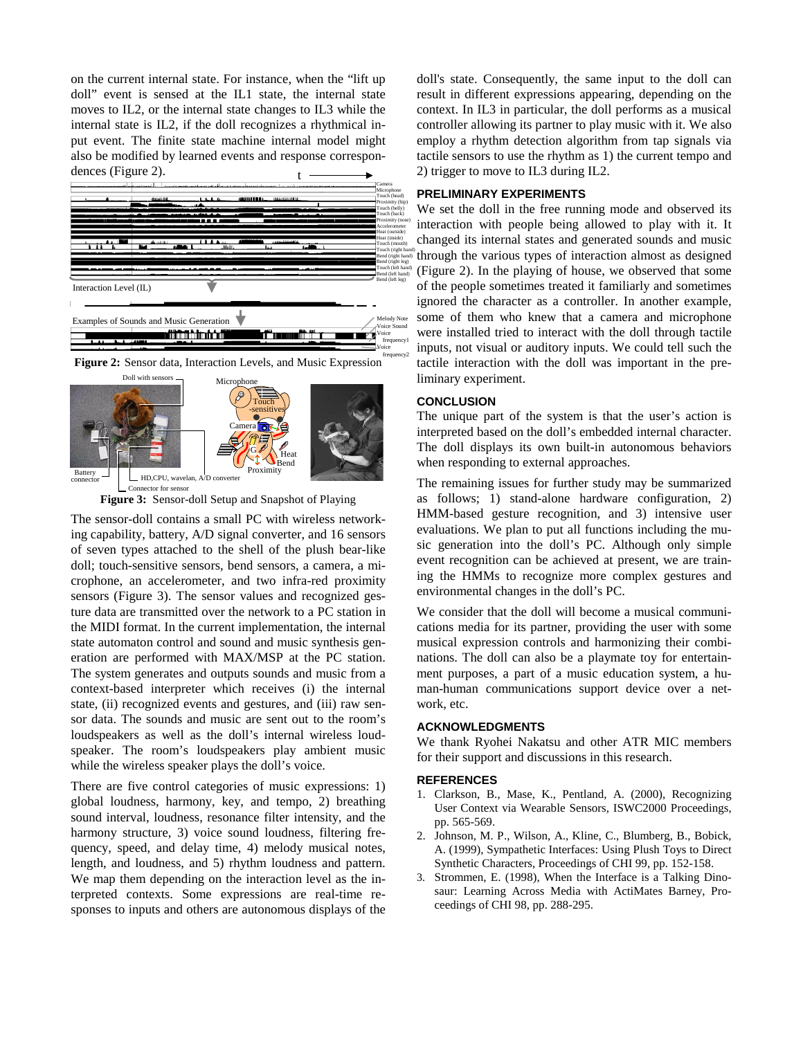on the current internal state. For instance, when the "lift up doll" event is sensed at the IL1 state, the internal state moves to IL2, or the internal state changes to IL3 while the internal state is IL2, if the doll recognizes a rhythmical input event. The finite state machine internal model might also be modified by learned events and response correspondences (Figure 2).

t

Camera
Microphone
Touch (head)
Proximity (hip)
Touch (belly)
Touch (back)
Proximity (nose)
Accelerometer
Heat (outside)
Heat (inside)
Touch (mouth)
Touch (right hand)
Bend (right hand)
Bend (right leg)
Touch (left hand)
Bend (left hand)
Bend (left leg)

Interaction Level (IL)

Examples of Sounds and Music Generation

Melody Note
Voice Sound
Voice frequency1
Voice frequency2

**Figure 2:** Sensor data, Interaction Levels, and Music Expression

Doll with sensors
Microphone
Touch -sensitives
Camera
G
Heat
Bend
Proximity
Battery connector
HD,CPU, wavelan, A/D converter
Connector for sensor

**Figure 3:** Sensor-doll Setup and Snapshot of Playing

The sensor-doll contains a small PC with wireless networking capability, battery, A/D signal converter, and 16 sensors of seven types attached to the shell of the plush bear-like doll; touch-sensitive sensors, bend sensors, a camera, a microphone, an accelerometer, and two infra-red proximity sensors (Figure 3). The sensor values and recognized gesture data are transmitted over the network to a PC station in the MIDI format. In the current implementation, the internal state automaton control and sound and music synthesis generation are performed with MAX/MSP at the PC station. The system generates and outputs sounds and music from a context-based interpreter which receives (i) the internal state, (ii) recognized events and gestures, and (iii) raw sensor data. The sounds and music are sent out to the room's loudspeakers as well as the doll's internal wireless loudspeaker. The room's loudspeakers play ambient music while the wireless speaker plays the doll's voice.

There are five control categories of music expressions: 1) global loudness, harmony, key, and tempo, 2) breathing sound interval, loudness, resonance filter intensity, and the harmony structure, 3) voice sound loudness, filtering frequency, speed, and delay time, 4) melody musical notes, length, and loudness, and 5) rhythm loudness and pattern. We map them depending on the interaction level as the interpreted contexts. Some expressions are real-time responses to inputs and others are autonomous displays of the doll's state. Consequently, the same input to the doll can result in different expressions appearing, depending on the context. In IL3 in particular, the doll performs as a musical controller allowing its partner to play music with it. We also employ a rhythm detection algorithm from tap signals via tactile sensors to use the rhythm as 1) the current tempo and 2) trigger to move to IL3 during IL2.

## PRELIMINARY EXPERIMENTS

We set the doll in the free running mode and observed its interaction with people being allowed to play with it. It changed its internal states and generated sounds and music through the various types of interaction almost as designed (Figure 2). In the playing of house, we observed that some of the people sometimes treated it familiarly and sometimes ignored the character as a controller. In another example, some of them who knew that a camera and microphone were installed tried to interact with the doll through tactile inputs, not visual or auditory inputs. We could tell such the tactile interaction with the doll was important in the preliminary experiment.

## CONCLUSION

The unique part of the system is that the user's action is interpreted based on the doll's embedded internal character. The doll displays its own built-in autonomous behaviors when responding to external approaches.

The remaining issues for further study may be summarized as follows; 1) stand-alone hardware configuration, 2) HMM-based gesture recognition, and 3) intensive user evaluations. We plan to put all functions including the music generation into the doll's PC. Although only simple event recognition can be achieved at present, we are training the HMMs to recognize more complex gestures and environmental changes in the doll's PC.

We consider that the doll will become a musical communications media for its partner, providing the user with some musical expression controls and harmonizing their combinations. The doll can also be a playmate toy for entertainment purposes, a part of a music education system, a human-human communications support device over a network, etc.

## ACKNOWLEDGMENTS

We thank Ryohei Nakatsu and other ATR MIC members for their support and discussions in this research.

## REFERENCES

1. Clarkson, B., Mase, K., Pentland, A. (2000), Recognizing User Context via Wearable Sensors, ISWC2000 Proceedings, pp. 565-569.
2. Johnson, M. P., Wilson, A., Kline, C., Blumberg, B., Bobick, A. (1999), Sympathetic Interfaces: Using Plush Toys to Direct Synthetic Characters, Proceedings of CHI 99, pp. 152-158.
3. Strommen, E. (1998), When the Interface is a Talking Dinosaur: Learning Across Media with ActiMates Barney, Proceedings of CHI 98, pp. 288-295.